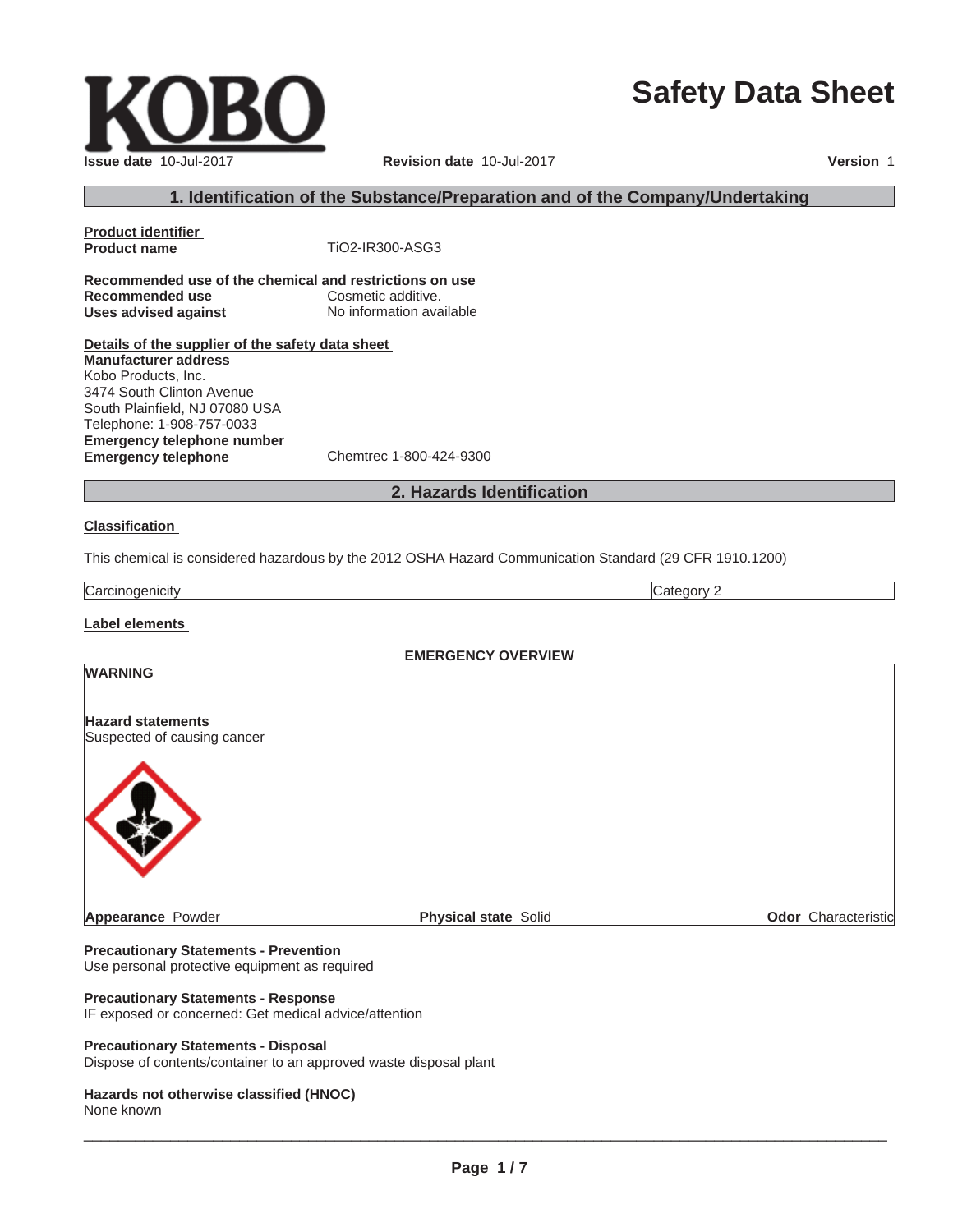# Safety Data Sheet

**Issue date** 10-Jul-2017 **Revision date** 10-Jul-2017 **Version** 1

## 1. Identification of the Substance/Preparation and of the Company/Undertaking

**Product identifier**

| | |
|---|---|
| **Product name** | TiO2-IR300-ASG3 |

**Recommended use of the chemical and restrictions on use**

| | |
|---|---|
| **Recommended use** | Cosmetic additive. |
| **Uses advised against** | No information available |

**Details of the supplier of the safety data sheet**

**Manufacturer address**
Kobo Products, Inc.
3474 South Clinton Avenue
South Plainfield, NJ 07080 USA
Telephone: 1-908-757-0033

**Emergency telephone number**

| | |
|---|---|
| **Emergency telephone** | Chemtrec 1-800-424-9300 |

## 2. Hazards Identification

**Classification**

This chemical is considered hazardous by the 2012 OSHA Hazard Communication Standard (29 CFR 1910.1200)

| | |
|---|---|
| Carcinogenicity | Category 2 |

**Label elements**

**EMERGENCY OVERVIEW**

**WARNING**

**Hazard statements**
Suspected of causing cancer

**Appearance** Powder **Physical state** Solid **Odor** Characteristic

**Precautionary Statements - Prevention**
Use personal protective equipment as required

**Precautionary Statements - Response**
IF exposed or concerned: Get medical advice/attention

**Precautionary Statements - Disposal**
Dispose of contents/container to an approved waste disposal plant

**Hazards not otherwise classified (HNOC)**
None known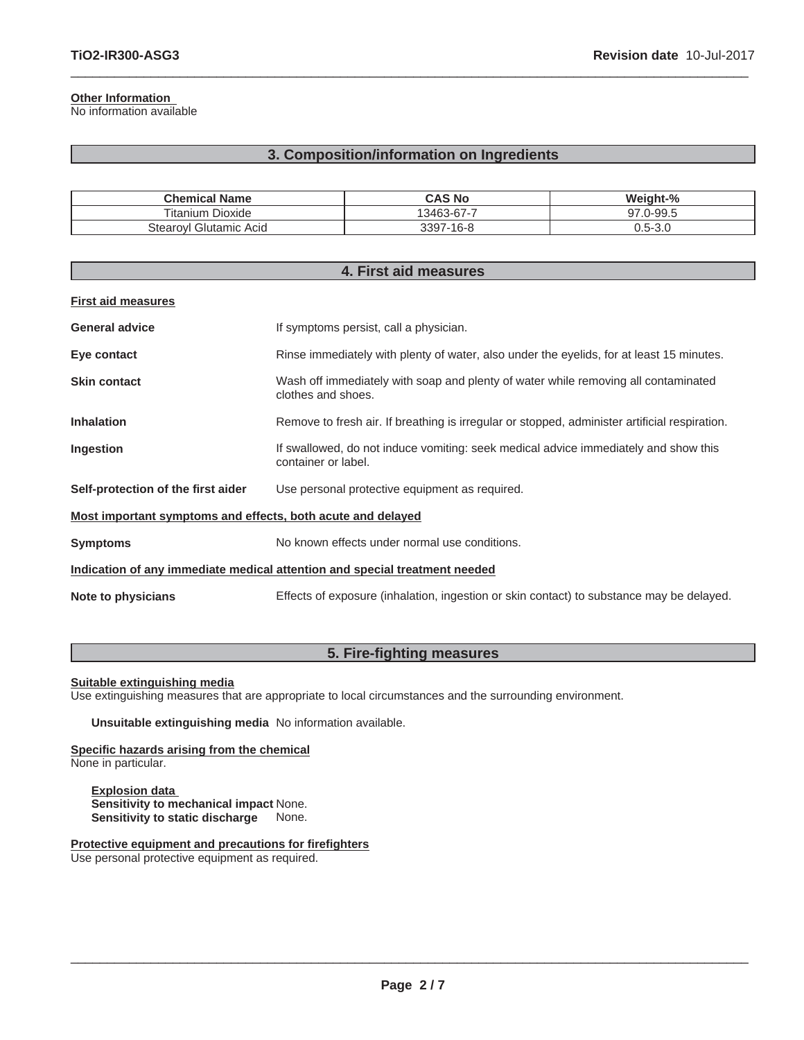**Other Information**
No information available

## 3. Composition/information on Ingredients

| Chemical Name | CAS No | Weight-% |
|---|---|---|
| Titanium Dioxide | 13463-67-7 | 97.0-99.5 |
| Stearoyl Glutamic Acid | 3397-16-8 | 0.5-3.0 |

## 4. First aid measures

**First aid measures**

**General advice** If symptoms persist, call a physician.

**Eye contact** Rinse immediately with plenty of water, also under the eyelids, for at least 15 minutes.

**Skin contact** Wash off immediately with soap and plenty of water while removing all contaminated clothes and shoes.

**Inhalation** Remove to fresh air. If breathing is irregular or stopped, administer artificial respiration.

**Ingestion** If swallowed, do not induce vomiting: seek medical advice immediately and show this container or label.

**Self-protection of the first aider** Use personal protective equipment as required.

**Most important symptoms and effects, both acute and delayed**

**Symptoms** No known effects under normal use conditions.

**Indication of any immediate medical attention and special treatment needed**

**Note to physicians** Effects of exposure (inhalation, ingestion or skin contact) to substance may be delayed.

## 5. Fire-fighting measures

**Suitable extinguishing media**
Use extinguishing measures that are appropriate to local circumstances and the surrounding environment.

**Unsuitable extinguishing media** No information available.

**Specific hazards arising from the chemical**
None in particular.

**Explosion data**
**Sensitivity to mechanical impact** None.
**Sensitivity to static discharge** None.

**Protective equipment and precautions for firefighters**
Use personal protective equipment as required.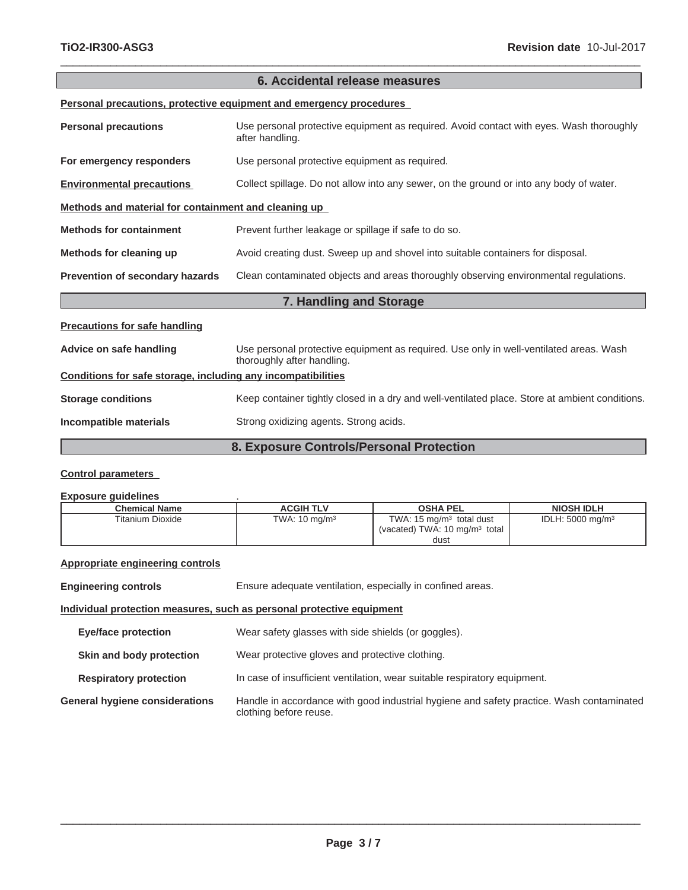## 6. Accidental release measures

**Personal precautions, protective equipment and emergency procedures**

**Personal precautions** Use personal protective equipment as required. Avoid contact with eyes. Wash thoroughly after handling.

**For emergency responders** Use personal protective equipment as required.

**Environmental precautions** Collect spillage. Do not allow into any sewer, on the ground or into any body of water.

**Methods and material for containment and cleaning up**

**Methods for containment** Prevent further leakage or spillage if safe to do so.

**Methods for cleaning up** Avoid creating dust. Sweep up and shovel into suitable containers for disposal.

**Prevention of secondary hazards** Clean contaminated objects and areas thoroughly observing environmental regulations.

## 7. Handling and Storage

**Precautions for safe handling**

**Advice on safe handling** Use personal protective equipment as required. Use only in well-ventilated areas. Wash thoroughly after handling.

**Conditions for safe storage, including any incompatibilities**

**Storage conditions** Keep container tightly closed in a dry and well-ventilated place. Store at ambient conditions.

**Incompatible materials** Strong oxidizing agents. Strong acids.

## 8. Exposure Controls/Personal Protection

**Control parameters**

**Exposure guidelines** .

| Chemical Name | ACGIH TLV | OSHA PEL | NIOSH IDLH |
|---|---|---|---|
| Titanium Dioxide | TWA: 10 mg/m$^3$ | TWA: 15 mg/m$^3$ total dust (vacated) TWA: 10 mg/m$^3$ total dust | IDLH: 5000 mg/m$^3$ |

**Appropriate engineering controls**

**Engineering controls** Ensure adequate ventilation, especially in confined areas.

**Individual protection measures, such as personal protective equipment**

**Eye/face protection** Wear safety glasses with side shields (or goggles).

**Skin and body protection** Wear protective gloves and protective clothing.

**Respiratory protection** In case of insufficient ventilation, wear suitable respiratory equipment.

**General hygiene considerations** Handle in accordance with good industrial hygiene and safety practice. Wash contaminated clothing before reuse.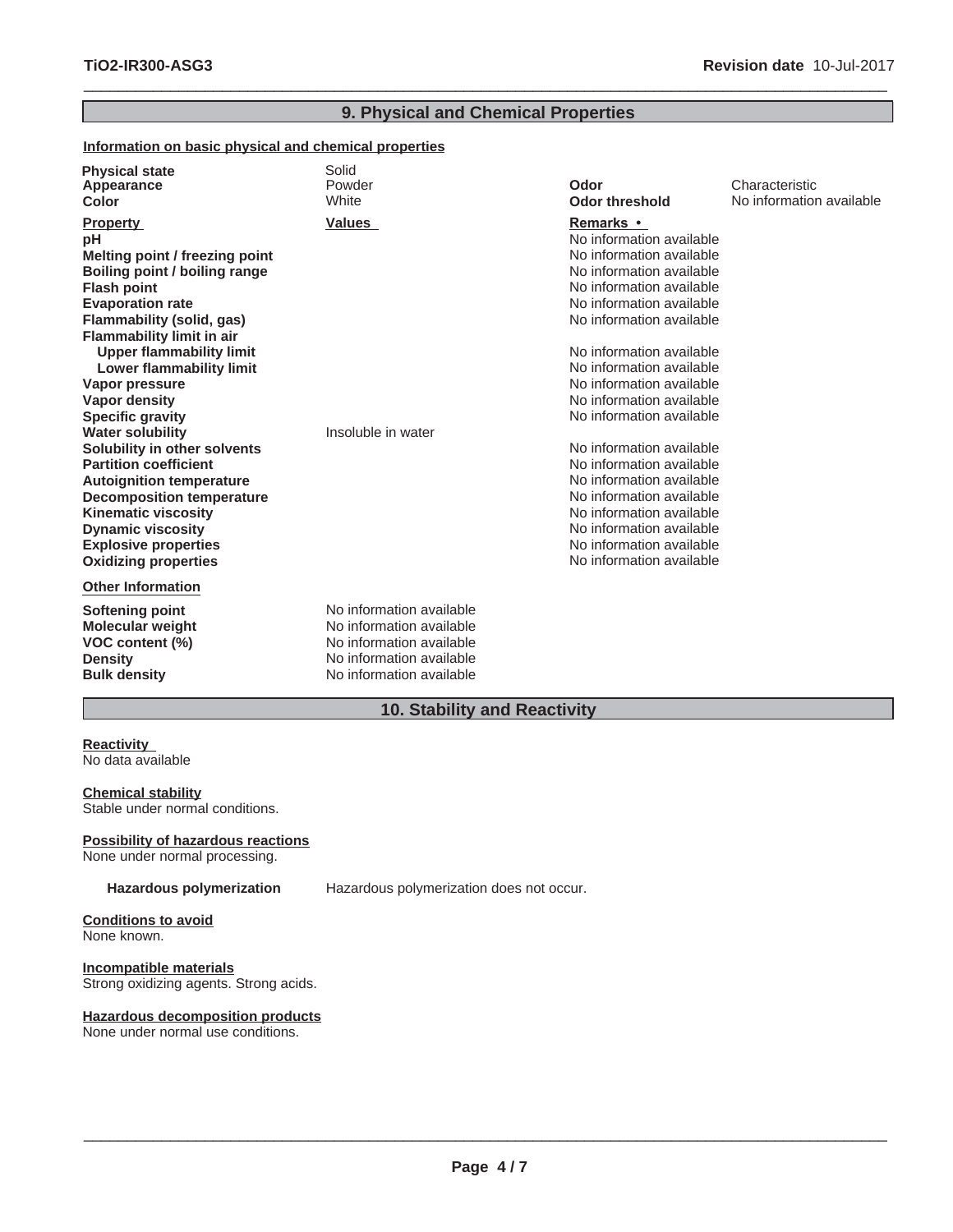## 9. Physical and Chemical Properties

**Information on basic physical and chemical properties**

| | | | |
|---|---|---|---|
| **Physical state** | Solid | | |
| **Appearance** | Powder | **Odor** | Characteristic |
| **Color** | White | **Odor threshold** | No information available |

| **Property** | **Values** | **Remarks •** |
|---|---|---|
| **pH** | | No information available |
| **Melting point / freezing point** | | No information available |
| **Boiling point / boiling range** | | No information available |
| **Flash point** | | No information available |
| **Evaporation rate** | | No information available |
| **Flammability (solid, gas)** | | No information available |
| **Flammability limit in air** | | |
| **Upper flammability limit** | | No information available |
| **Lower flammability limit** | | No information available |
| **Vapor pressure** | | No information available |
| **Vapor density** | | No information available |
| **Specific gravity** | | No information available |
| **Water solubility** | Insoluble in water | |
| **Solubility in other solvents** | | No information available |
| **Partition coefficient** | | No information available |
| **Autoignition temperature** | | No information available |
| **Decomposition temperature** | | No information available |
| **Kinematic viscosity** | | No information available |
| **Dynamic viscosity** | | No information available |
| **Explosive properties** | | No information available |
| **Oxidizing properties** | | No information available |

**Other Information**

| | |
|---|---|
| **Softening point** | No information available |
| **Molecular weight** | No information available |
| **VOC content (%)** | No information available |
| **Density** | No information available |
| **Bulk density** | No information available |

## 10. Stability and Reactivity

**Reactivity**
No data available

**Chemical stability**
Stable under normal conditions.

**Possibility of hazardous reactions**
None under normal processing.

**Hazardous polymerization** Hazardous polymerization does not occur.

**Conditions to avoid**
None known.

**Incompatible materials**
Strong oxidizing agents. Strong acids.

**Hazardous decomposition products**
None under normal use conditions.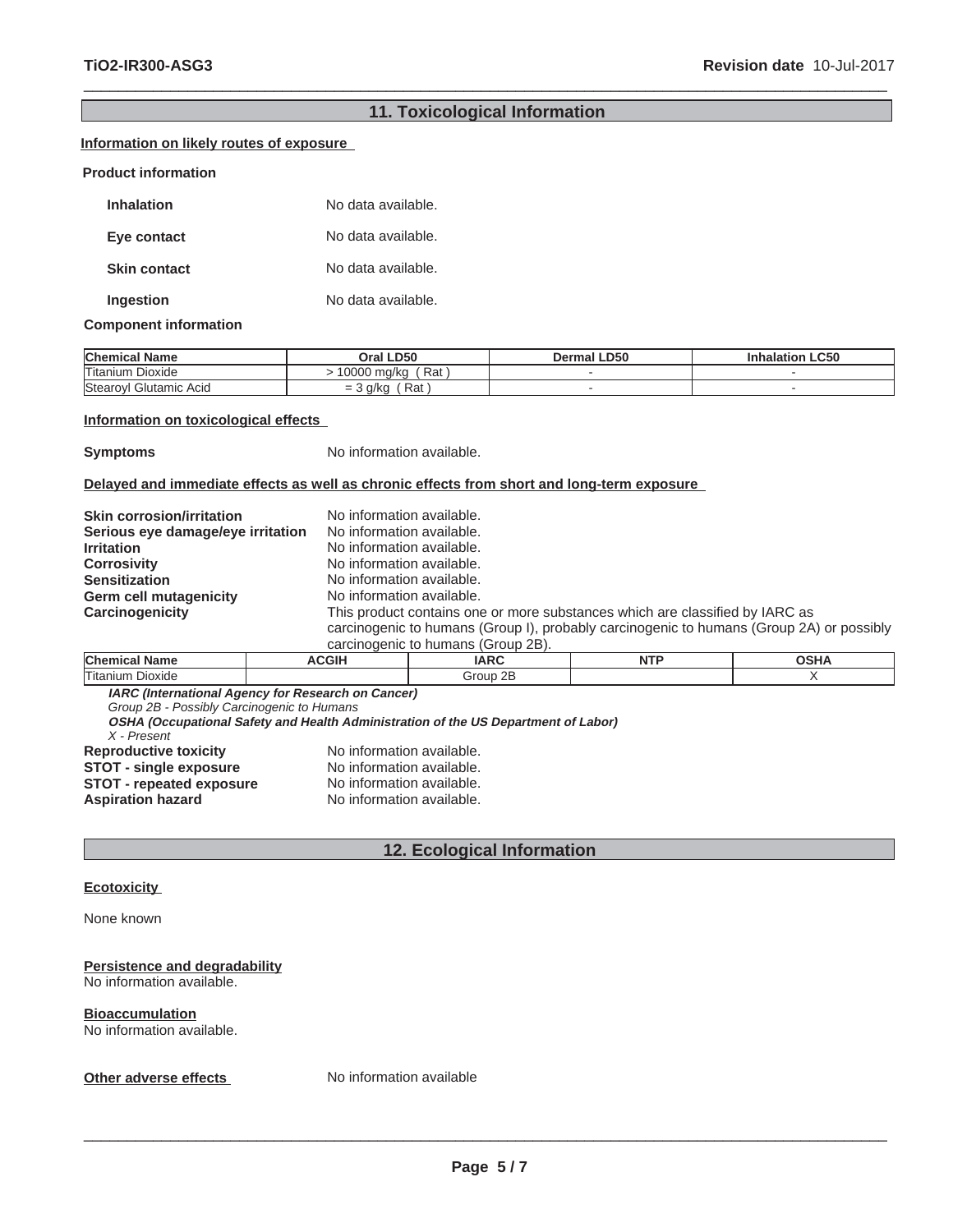## 11. Toxicological Information

**Information on likely routes of exposure**

**Product information**

**Inhalation** No data available.

**Eye contact** No data available.

**Skin contact** No data available.

**Ingestion** No data available.

**Component information**

| Chemical Name | Oral LD50 | Dermal LD50 | Inhalation LC50 |
|---|---|---|---|
| Titanium Dioxide | > 10000 mg/kg ( Rat ) | - | - |
| Stearoyl Glutamic Acid | = 3 g/kg ( Rat ) | - | - |

**Information on toxicological effects**

**Symptoms** No information available.

**Delayed and immediate effects as well as chronic effects from short and long-term exposure**

**Skin corrosion/irritation** No information available.
**Serious eye damage/eye irritation** No information available.
**Irritation** No information available.
**Corrosivity** No information available.
**Sensitization** No information available.
**Germ cell mutagenicity** No information available.
**Carcinogenicity** This product contains one or more substances which are classified by IARC as carcinogenic to humans (Group I), probably carcinogenic to humans (Group 2A) or possibly carcinogenic to humans (Group 2B).

| Chemical Name | ACGIH | IARC | NTP | OSHA |
|---|---|---|---|---|
| Titanium Dioxide | | Group 2B | | X |

***IARC (International Agency for Research on Cancer)***
*Group 2B - Possibly Carcinogenic to Humans*
***OSHA (Occupational Safety and Health Administration of the US Department of Labor)***
*X - Present*

**Reproductive toxicity** No information available.
**STOT - single exposure** No information available.
**STOT - repeated exposure** No information available.
**Aspiration hazard** No information available.

## 12. Ecological Information

**Ecotoxicity**

None known

**Persistence and degradability**
No information available.

**Bioaccumulation**
No information available.

**Other adverse effects** No information available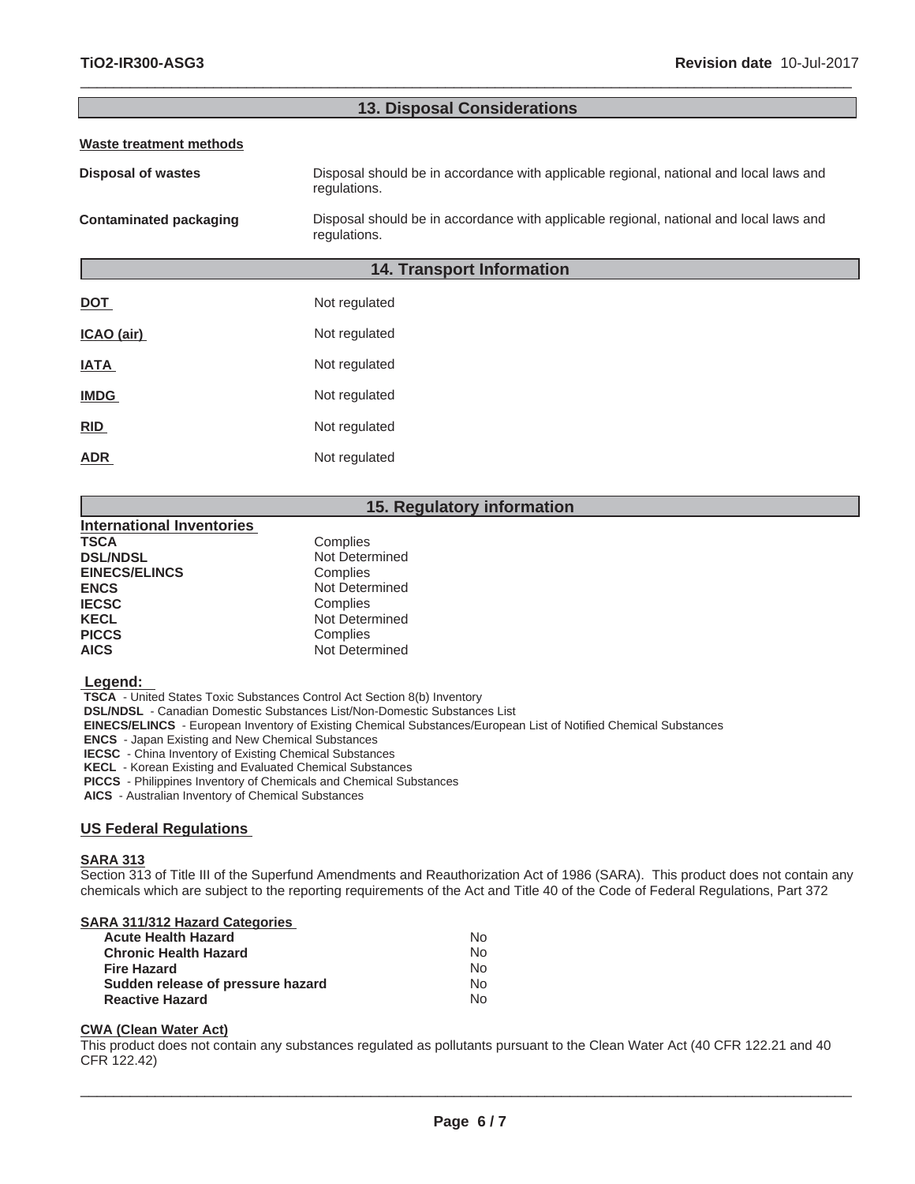## 13. Disposal Considerations

**Waste treatment methods**

| | |
|---|---|
| **Disposal of wastes** | Disposal should be in accordance with applicable regional, national and local laws and regulations. |
| **Contaminated packaging** | Disposal should be in accordance with applicable regional, national and local laws and regulations. |

## 14. Transport Information

| | |
|---|---|
| **DOT** | Not regulated |
| **ICAO (air)** | Not regulated |
| **IATA** | Not regulated |
| **IMDG** | Not regulated |
| **RID** | Not regulated |
| **ADR** | Not regulated |

## 15. Regulatory information

**International Inventories**

| | |
|---|---|
| **TSCA** | Complies |
| **DSL/NDSL** | Not Determined |
| **EINECS/ELINCS** | Complies |
| **ENCS** | Not Determined |
| **IECSC** | Complies |
| **KECL** | Not Determined |
| **PICCS** | Complies |
| **AICS** | Not Determined |

**Legend:**

**TSCA** - United States Toxic Substances Control Act Section 8(b) Inventory
**DSL/NDSL** - Canadian Domestic Substances List/Non-Domestic Substances List
**EINECS/ELINCS** - European Inventory of Existing Chemical Substances/European List of Notified Chemical Substances
**ENCS** - Japan Existing and New Chemical Substances
**IECSC** - China Inventory of Existing Chemical Substances
**KECL** - Korean Existing and Evaluated Chemical Substances
**PICCS** - Philippines Inventory of Chemicals and Chemical Substances
**AICS** - Australian Inventory of Chemical Substances

### US Federal Regulations

**SARA 313**

Section 313 of Title III of the Superfund Amendments and Reauthorization Act of 1986 (SARA). This product does not contain any chemicals which are subject to the reporting requirements of the Act and Title 40 of the Code of Federal Regulations, Part 372

**SARA 311/312 Hazard Categories**

| | |
|---|---|
| **Acute Health Hazard** | No |
| **Chronic Health Hazard** | No |
| **Fire Hazard** | No |
| **Sudden release of pressure hazard** | No |
| **Reactive Hazard** | No |

**CWA (Clean Water Act)**

This product does not contain any substances regulated as pollutants pursuant to the Clean Water Act (40 CFR 122.21 and 40 CFR 122.42)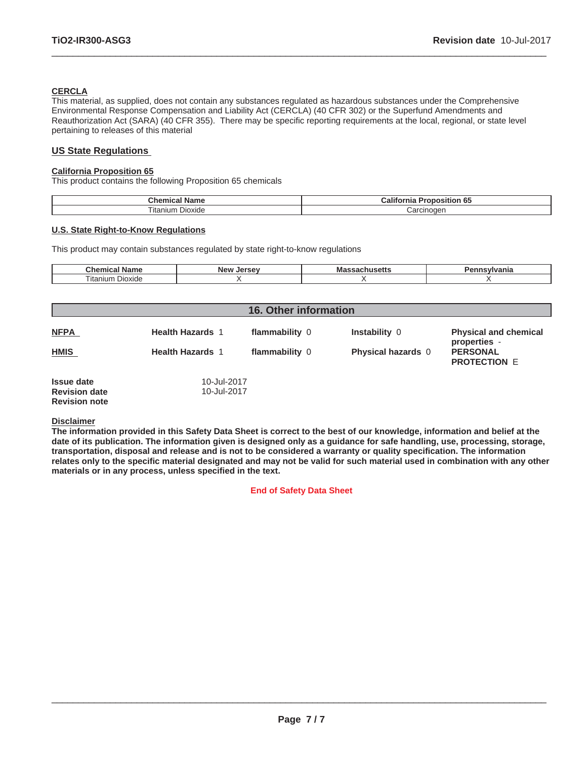### CERCLA

This material, as supplied, does not contain any substances regulated as hazardous substances under the Comprehensive Environmental Response Compensation and Liability Act (CERCLA) (40 CFR 302) or the Superfund Amendments and Reauthorization Act (SARA) (40 CFR 355). There may be specific reporting requirements at the local, regional, or state level pertaining to releases of this material

### US State Regulations

#### California Proposition 65

This product contains the following Proposition 65 chemicals

| Chemical Name | California Proposition 65 |
|---|---|
| Titanium Dioxide | Carcinogen |

#### U.S. State Right-to-Know Regulations

This product may contain substances regulated by state right-to-know regulations

| Chemical Name | New Jersey | Massachusetts | Pennsylvania |
|---|---|---|---|
| Titanium Dioxide | X | X | X |

## 16. Other information

| | | | | |
|---|---|---|---|---|
| **NFPA** | **Health Hazards** 1 | **flammability** 0 | **Instability** 0 | **Physical and chemical properties** - |
| **HMIS** | **Health Hazards** 1 | **flammability** 0 | **Physical hazards** 0 | **PERSONAL PROTECTION** E |

**Issue date** 10-Jul-2017
**Revision date** 10-Jul-2017
**Revision note**

### Disclaimer

**The information provided in this Safety Data Sheet is correct to the best of our knowledge, information and belief at the date of its publication. The information given is designed only as a guidance for safe handling, use, processing, storage, transportation, disposal and release and is not to be considered a warranty or quality specification. The information relates only to the specific material designated and may not be valid for such material used in combination with any other materials or in any process, unless specified in the text.**

**End of Safety Data Sheet**